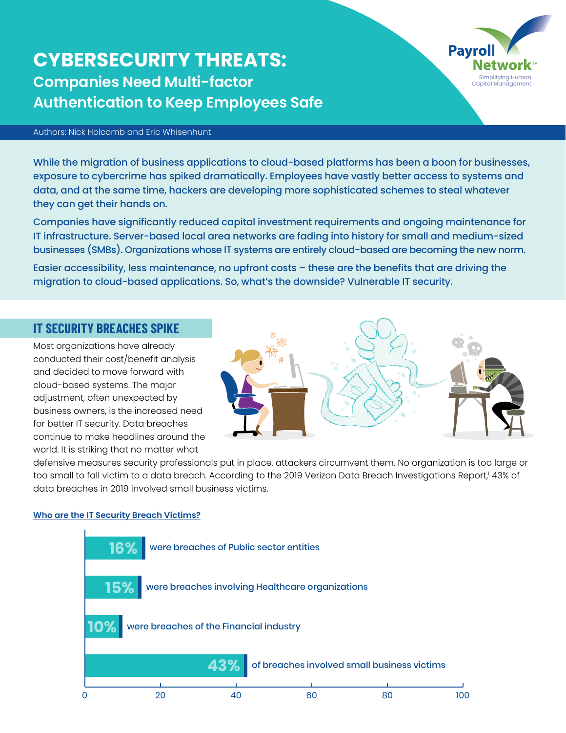# CYBERSECURITY THREATS:

## Companies Need Multi-factor Authentication to Keep Employees Safe

Payroll Network℠
Simplifying Human Capital Management

Authors: Nick Holcomb and Eric Whisenhunt

While the migration of business applications to cloud-based platforms has been a boon for businesses, exposure to cybercrime has spiked dramatically. Employees have vastly better access to systems and data, and at the same time, hackers are developing more sophisticated schemes to steal whatever they can get their hands on.

Companies have significantly reduced capital investment requirements and ongoing maintenance for IT infrastructure. Server-based local area networks are fading into history for small and medium-sized businesses (SMBs). Organizations whose IT systems are entirely cloud-based are becoming the new norm.

Easier accessibility, less maintenance, no upfront costs – these are the benefits that are driving the migration to cloud-based applications. So, what's the downside? Vulnerable IT security.

## IT SECURITY BREACHES SPIKE

Most organizations have already conducted their cost/benefit analysis and decided to move forward with cloud-based systems. The major adjustment, often unexpected by business owners, is the increased need for better IT security. Data breaches continue to make headlines around the world. It is striking that no matter what defensive measures security professionals put in place, attackers circumvent them. No organization is too large or too small to fall victim to a data breach. According to the 2019 Verizon Data Breach Investigations Report,[1] 43% of data breaches in 2019 involved small business victims.

**Who are the IT Security Breach Victims?**

- **16%** were breaches of Public sector entities
- **15%** were breaches involving Healthcare organizations
- **10%** were breaches of the Financial industry
- **43%** of breaches involved small business victims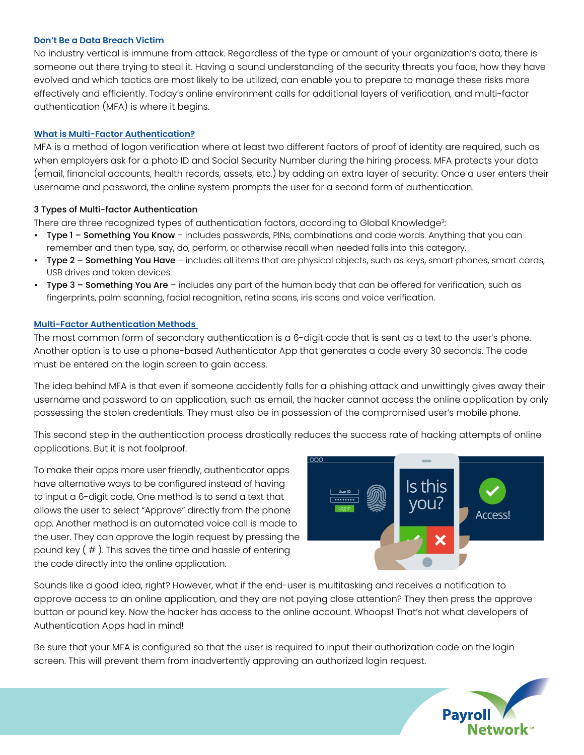## Don't Be a Data Breach Victim

No industry vertical is immune from attack. Regardless of the type or amount of your organization's data, there is someone out there trying to steal it. Having a sound understanding of the security threats you face, how they have evolved and which tactics are most likely to be utilized, can enable you to prepare to manage these risks more effectively and efficiently. Today's online environment calls for additional layers of verification, and multi-factor authentication (MFA) is where it begins.

## What is Multi-Factor Authentication?

MFA is a method of logon verification where at least two different factors of proof of identity are required, such as when employers ask for a photo ID and Social Security Number during the hiring process. MFA protects your data (email, financial accounts, health records, assets, etc.) by adding an extra layer of security. Once a user enters their username and password, the online system prompts the user for a second form of authentication.

### 3 Types of Multi-factor Authentication

There are three recognized types of authentication factors, according to Global Knowledge[2]:

- **Type 1 – Something You Know** – includes passwords, PINs, combinations and code words. Anything that you can remember and then type, say, do, perform, or otherwise recall when needed falls into this category.
- **Type 2 – Something You Have** – includes all items that are physical objects, such as keys, smart phones, smart cards, USB drives and token devices.
- **Type 3 – Something You Are** – includes any part of the human body that can be offered for verification, such as fingerprints, palm scanning, facial recognition, retina scans, iris scans and voice verification.

## Multi-Factor Authentication Methods

The most common form of secondary authentication is a 6-digit code that is sent as a text to the user's phone. Another option is to use a phone-based Authenticator App that generates a code every 30 seconds. The code must be entered on the login screen to gain access.

The idea behind MFA is that even if someone accidently falls for a phishing attack and unwittingly gives away their username and password to an application, such as email, the hacker cannot access the online application by only possessing the stolen credentials. They must also be in possession of the compromised user's mobile phone.

This second step in the authentication process drastically reduces the success rate of hacking attempts of online applications. But it is not foolproof.

To make their apps more user friendly, authenticator apps have alternative ways to be configured instead of having to input a 6-digit code. One method is to send a text that allows the user to select "Approve" directly from the phone app. Another method is an automated voice call is made to the user. They can approve the login request by pressing the pound key ( # ). This saves the time and hassle of entering the code directly into the online application.

Sounds like a good idea, right? However, what if the end-user is multitasking and receives a notification to approve access to an online application, and they are not paying close attention? They then press the approve button or pound key. Now the hacker has access to the online account. Whoops! That's not what developers of Authentication Apps had in mind!

Be sure that your MFA is configured so that the user is required to input their authorization code on the login screen. This will prevent them from inadvertently approving an authorized login request.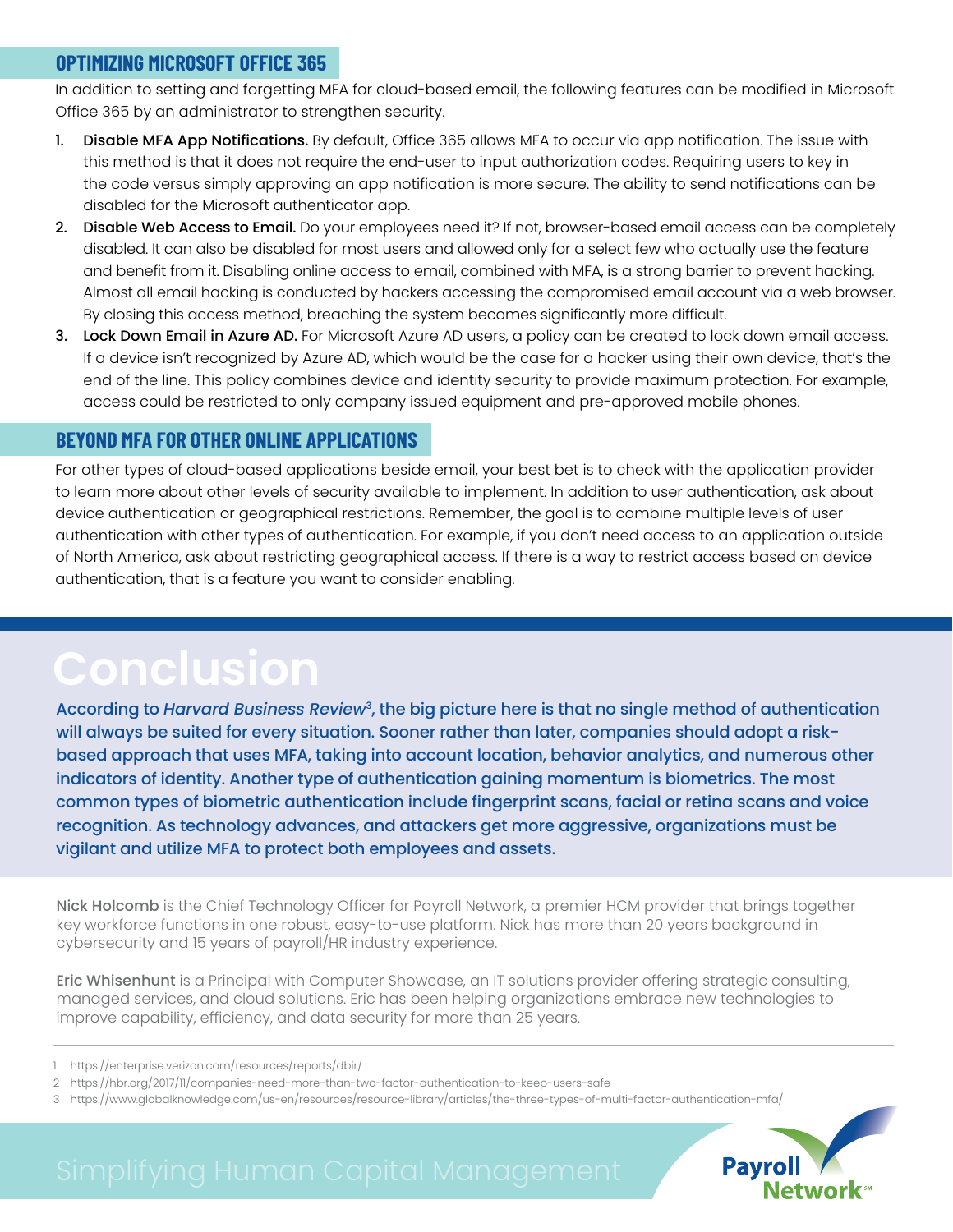## OPTIMIZING MICROSOFT OFFICE 365

In addition to setting and forgetting MFA for cloud-based email, the following features can be modified in Microsoft Office 365 by an administrator to strengthen security.

1. **Disable MFA App Notifications.** By default, Office 365 allows MFA to occur via app notification. The issue with this method is that it does not require the end-user to input authorization codes. Requiring users to key in the code versus simply approving an app notification is more secure. The ability to send notifications can be disabled for the Microsoft authenticator app.
2. **Disable Web Access to Email.** Do your employees need it? If not, browser-based email access can be completely disabled. It can also be disabled for most users and allowed only for a select few who actually use the feature and benefit from it. Disabling online access to email, combined with MFA, is a strong barrier to prevent hacking. Almost all email hacking is conducted by hackers accessing the compromised email account via a web browser. By closing this access method, breaching the system becomes significantly more difficult.
3. **Lock Down Email in Azure AD.** For Microsoft Azure AD users, a policy can be created to lock down email access. If a device isn't recognized by Azure AD, which would be the case for a hacker using their own device, that's the end of the line. This policy combines device and identity security to provide maximum protection. For example, access could be restricted to only company issued equipment and pre-approved mobile phones.

## BEYOND MFA FOR OTHER ONLINE APPLICATIONS

For other types of cloud-based applications beside email, your best bet is to check with the application provider to learn more about other levels of security available to implement. In addition to user authentication, ask about device authentication or geographical restrictions. Remember, the goal is to combine multiple levels of user authentication with other types of authentication. For example, if you don't need access to an application outside of North America, ask about restricting geographical access. If there is a way to restrict access based on device authentication, that is a feature you want to consider enabling.

# Conclusion

**According to *Harvard Business Review*[3], the big picture here is that no single method of authentication will always be suited for every situation. Sooner rather than later, companies should adopt a risk-based approach that uses MFA, taking into account location, behavior analytics, and numerous other indicators of identity. Another type of authentication gaining momentum is biometrics. The most common types of biometric authentication include fingerprint scans, facial or retina scans and voice recognition. As technology advances, and attackers get more aggressive, organizations must be vigilant and utilize MFA to protect both employees and assets.**

Nick Holcomb is the Chief Technology Officer for Payroll Network, a premier HCM provider that brings together key workforce functions in one robust, easy-to-use platform. Nick has more than 20 years background in cybersecurity and 15 years of payroll/HR industry experience.

Eric Whisenhunt is a Principal with Computer Showcase, an IT solutions provider offering strategic consulting, managed services, and cloud solutions. Eric has been helping organizations embrace new technologies to improve capability, efficiency, and data security for more than 25 years.

1 https://enterprise.verizon.com/resources/reports/dbir/

2 https://hbr.org/2017/11/companies-need-more-than-two-factor-authentication-to-keep-users-safe

3 https://www.globalknowledge.com/us-en/resources/resource-library/articles/the-three-types-of-multi-factor-authentication-mfa/

Simplifying Human Capital Management

Payroll Network℠